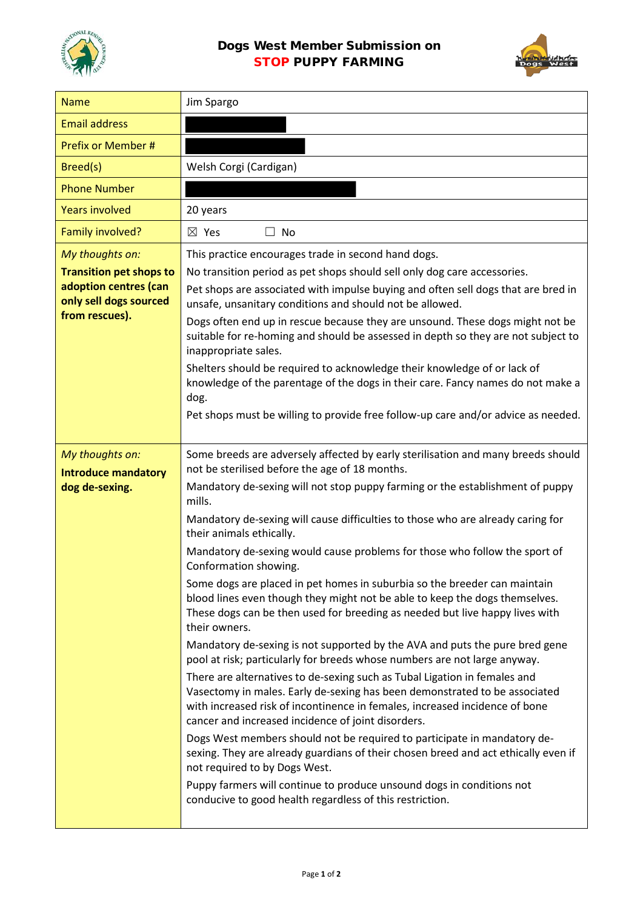# Dogs West Member Submission on STOP PUPPY FARMING

| Name | Jim Spargo |
|---|---|
| Email address | |
| Prefix or Member # | |
| Breed(s) | Welsh Corgi (Cardigan) |
| Phone Number | |
| Years involved | 20 years |
| Family involved? | ☒ Yes ☐ No |
| *My thoughts on:* **Transition pet shops to adoption centres (can only sell dogs sourced from rescues).** | This practice encourages trade in second hand dogs. No transition period as pet shops should sell only dog care accessories. Pet shops are associated with impulse buying and often sell dogs that are bred in unsafe, unsanitary conditions and should not be allowed. Dogs often end up in rescue because they are unsound. These dogs might not be suitable for re-homing and should be assessed in depth so they are not subject to inappropriate sales. Shelters should be required to acknowledge their knowledge of or lack of knowledge of the parentage of the dogs in their care. Fancy names do not make a dog. Pet shops must be willing to provide free follow-up care and/or advice as needed. |
| *My thoughts on:* **Introduce mandatory dog de-sexing.** | Some breeds are adversely affected by early sterilisation and many breeds should not be sterilised before the age of 18 months. Mandatory de-sexing will not stop puppy farming or the establishment of puppy mills. Mandatory de-sexing will cause difficulties to those who are already caring for their animals ethically. Mandatory de-sexing would cause problems for those who follow the sport of Conformation showing. Some dogs are placed in pet homes in suburbia so the breeder can maintain blood lines even though they might not be able to keep the dogs themselves. These dogs can be then used for breeding as needed but live happy lives with their owners. Mandatory de-sexing is not supported by the AVA and puts the pure bred gene pool at risk; particularly for breeds whose numbers are not large anyway. There are alternatives to de-sexing such as Tubal Ligation in females and Vasectomy in males. Early de-sexing has been demonstrated to be associated with increased risk of incontinence in females, increased incidence of bone cancer and increased incidence of joint disorders. Dogs West members should not be required to participate in mandatory de-sexing. They are already guardians of their chosen breed and act ethically even if not required to by Dogs West. Puppy farmers will continue to produce unsound dogs in conditions not conducive to good health regardless of this restriction. |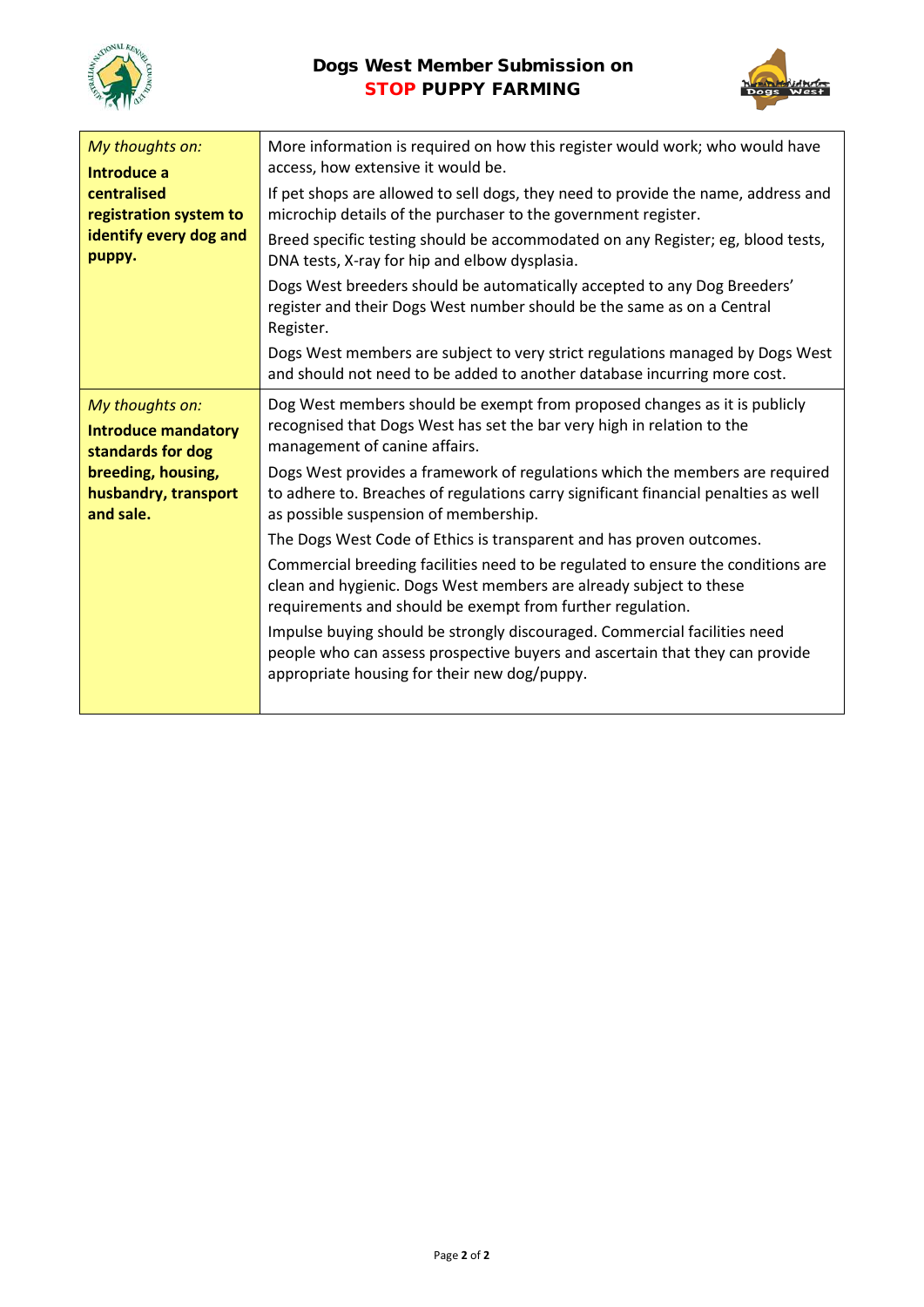# Dogs West Member Submission on STOP PUPPY FARMING

| | |
|---|---|
| *My thoughts on:* **Introduce a centralised registration system to identify every dog and puppy.** | More information is required on how this register would work; who would have access, how extensive it would be.<br><br>If pet shops are allowed to sell dogs, they need to provide the name, address and microchip details of the purchaser to the government register.<br><br>Breed specific testing should be accommodated on any Register; eg, blood tests, DNA tests, X-ray for hip and elbow dysplasia.<br><br>Dogs West breeders should be automatically accepted to any Dog Breeders' register and their Dogs West number should be the same as on a Central Register.<br><br>Dogs West members are subject to very strict regulations managed by Dogs West and should not need to be added to another database incurring more cost. |
| *My thoughts on:* **Introduce mandatory standards for dog breeding, housing, husbandry, transport and sale.** | Dog West members should be exempt from proposed changes as it is publicly recognised that Dogs West has set the bar very high in relation to the management of canine affairs.<br><br>Dogs West provides a framework of regulations which the members are required to adhere to. Breaches of regulations carry significant financial penalties as well as possible suspension of membership.<br><br>The Dogs West Code of Ethics is transparent and has proven outcomes.<br><br>Commercial breeding facilities need to be regulated to ensure the conditions are clean and hygienic. Dogs West members are already subject to these requirements and should be exempt from further regulation.<br><br>Impulse buying should be strongly discouraged. Commercial facilities need people who can assess prospective buyers and ascertain that they can provide appropriate housing for their new dog/puppy. |